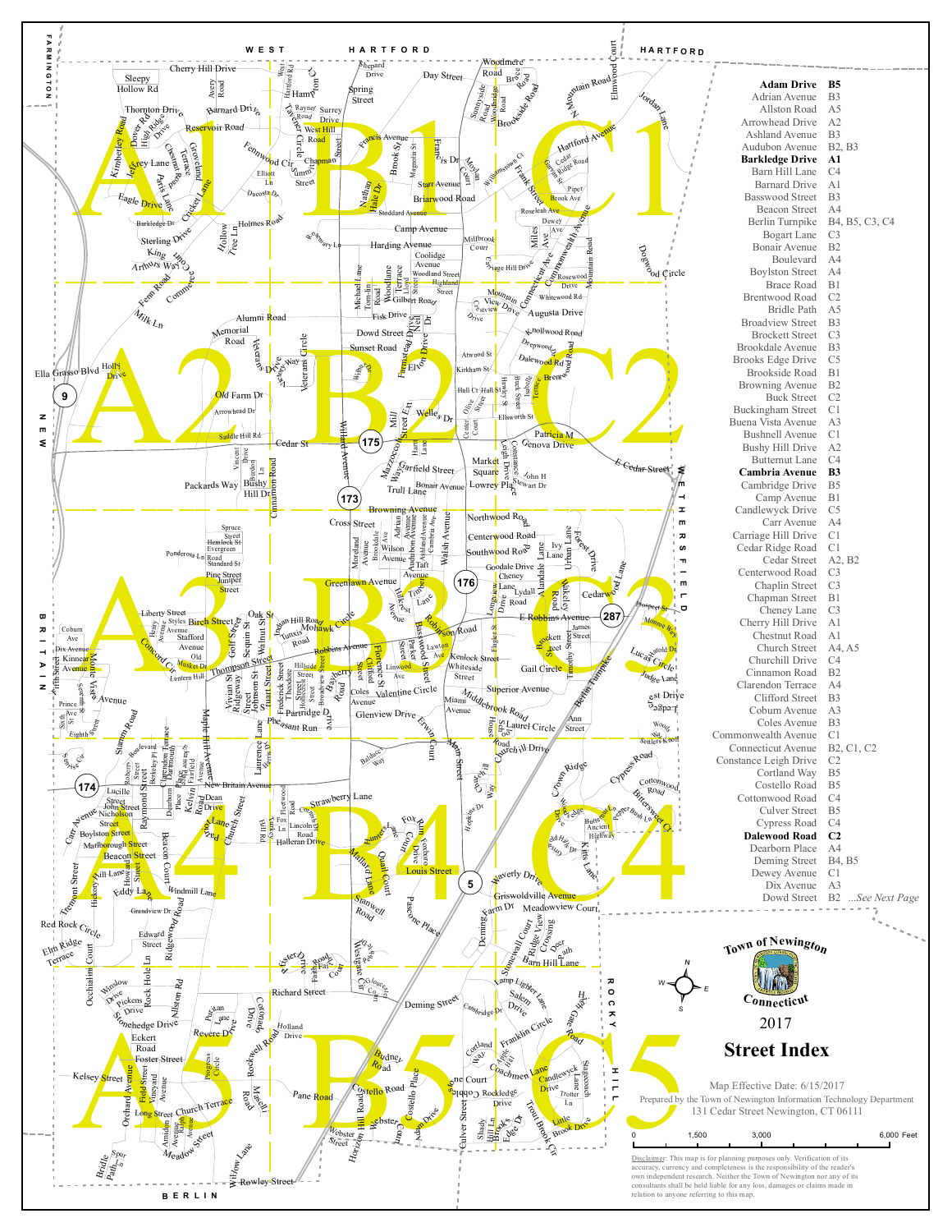# Town of Newington Connecticut

## 2017

## Street Index

| Street | Grid |
|---|---|
| **Adam Drive** | **B5** |
| Adrian Avenue | B3 |
| Allston Road | A5 |
| Arrowhead Drive | A2 |
| Ashland Avenue | B3 |
| Audubon Avenue | B2, B3 |
| **Barkledge Drive** | **A1** |
| Barn Hill Lane | C4 |
| Barnard Drive | A1 |
| Basswood Street | B3 |
| Beacon Street | A4 |
| Berlin Turnpike | B4, B5, C3, C4 |
| Bogart Lane | C3 |
| Bonair Avenue | B2 |
| Boulevard | A4 |
| Boylston Street | A4 |
| Brace Road | B1 |
| Brentwood Road | C2 |
| Bridle Path | A5 |
| Broadview Street | B3 |
| Brockett Street | C3 |
| Brookdale Avenue | B3 |
| Brooks Edge Drive | C5 |
| Brookside Road | B1 |
| Browning Avenue | B2 |
| Buck Street | C2 |
| Buckingham Street | C1 |
| Buena Vista Avenue | A3 |
| Bushnell Avenue | C1 |
| Bushy Hill Drive | A2 |
| Butternut Lane | C4 |
| **Cambria Avenue** | **B3** |
| Cambridge Drive | B5 |
| Camp Avenue | B1 |
| Candlewyck Drive | C5 |
| Carr Avenue | A4 |
| Carriage Hill Drive | C1 |
| Cedar Ridge Road | C1 |
| Cedar Street | A2, B2 |
| Centerwood Road | C3 |
| Chaplin Street | C3 |
| Chapman Street | B1 |
| Cheney Lane | C3 |
| Cherry Hill Drive | A1 |
| Chestnut Road | A1 |
| Church Street | A4, A5 |
| Churchill Drive | C4 |
| Cinnamon Road | B2 |
| Clarendon Terrace | A4 |
| Clifford Street | B3 |
| Coburn Avenue | A3 |
| Coles Avenue | B3 |
| Commonwealth Avenue | C1 |
| Connecticut Avenue | B2, C1, C2 |
| Constance Leigh Drive | C2 |
| Cortland Way | B5 |
| Costello Road | B5 |
| Cottonwood Road | C4 |
| Culver Street | B5 |
| Cypress Road | C4 |
| **Dalewood Road** | **C2** |
| Dearborn Place | A4 |
| Deming Street | B4, B5 |
| Dewey Avenue | C1 |
| Dix Avenue | A3 |
| Dowd Street | B2 |

*...See Next Page*

Map Effective Date: 6/15/2017

Prepared by the Town of Newington Information Technology Department
131 Cedar Street Newington, CT 06111

Scale: 0 — 1,500 — 3,000 — 6,000 Feet

Disclaimer: This map is for planning purposes only. Verification of its accuracy, currency and completeness is the responsibility of the reader's own independent research. Neither the Town of Newington nor any of its consultants shall be held liable for any loss, damages or claims made in relation to anyone referring to this map.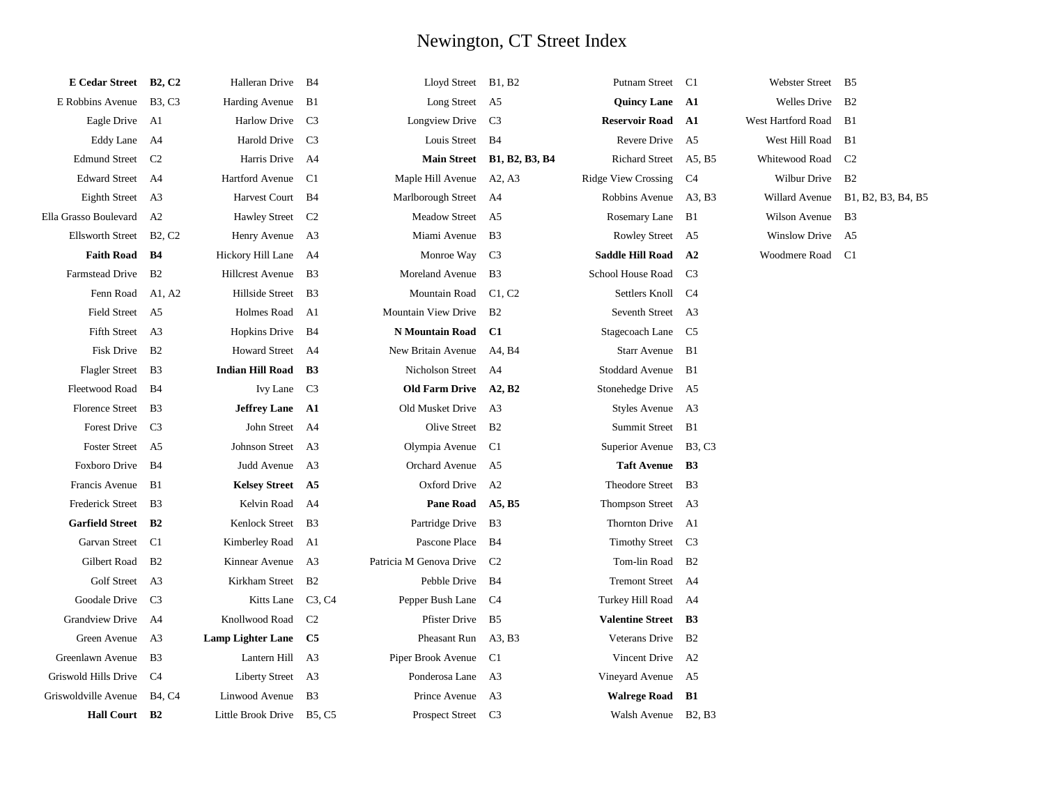# Newington, CT Street Index

| Street | Grid |
|---|---|
| **E Cedar Street** | **B2, C2** |
| E Robbins Avenue | B3, C3 |
| Eagle Drive | A1 |
| Eddy Lane | A4 |
| Edmund Street | C2 |
| Edward Street | A4 |
| Eighth Street | A3 |
| Ella Grasso Boulevard | A2 |
| Ellsworth Street | B2, C2 |
| **Faith Road** | **B4** |
| Farmstead Drive | B2 |
| Fenn Road | A1, A2 |
| Field Street | A5 |
| Fifth Street | A3 |
| Fisk Drive | B2 |
| Flagler Street | B3 |
| Fleetwood Road | B4 |
| Florence Street | B3 |
| Forest Drive | C3 |
| Foster Street | A5 |
| Foxboro Drive | B4 |
| Francis Avenue | B1 |
| Frederick Street | B3 |
| **Garfield Street** | **B2** |
| Garvan Street | C1 |
| Gilbert Road | B2 |
| Golf Street | A3 |
| Goodale Drive | C3 |
| Grandview Drive | A4 |
| Green Avenue | A3 |
| Greenlawn Avenue | B3 |
| Griswold Hills Drive | C4 |
| Griswoldville Avenue | B4, C4 |
| **Hall Court** | **B2** |
| Halleran Drive | B4 |
| Harding Avenue | B1 |
| Harlow Drive | C3 |
| Harold Drive | C3 |
| Harris Drive | A4 |
| Hartford Avenue | C1 |
| Harvest Court | B4 |
| Hawley Street | C2 |
| Henry Avenue | A3 |
| Hickory Hill Lane | A4 |
| Hillcrest Avenue | B3 |
| Hillside Street | B3 |
| Holmes Road | A1 |
| Hopkins Drive | B4 |
| Howard Street | A4 |
| **Indian Hill Road** | **B3** |
| Ivy Lane | C3 |
| **Jeffrey Lane** | **A1** |
| John Street | A4 |
| Johnson Street | A3 |
| Judd Avenue | A3 |
| **Kelsey Street** | **A5** |
| Kelvin Road | A4 |
| Kenlock Street | B3 |
| Kimberley Road | A1 |
| Kinnear Avenue | A3 |
| Kirkham Street | B2 |
| Kitts Lane | C3, C4 |
| Knollwood Road | C2 |
| **Lamp Lighter Lane** | **C5** |
| Lantern Hill | A3 |
| Liberty Street | A3 |
| Linwood Avenue | B3 |
| Little Brook Drive | B5, C5 |
| Lloyd Street | B1, B2 |
| Long Street | A5 |
| Longview Drive | C3 |
| Louis Street | B4 |
| **Main Street** | **B1, B2, B3, B4** |
| Maple Hill Avenue | A2, A3 |
| Marlborough Street | A4 |
| Meadow Street | A5 |
| Miami Avenue | B3 |
| Monroe Way | C3 |
| Moreland Avenue | B3 |
| Mountain Road | C1, C2 |
| Mountain View Drive | B2 |
| **N Mountain Road** | **C1** |
| New Britain Avenue | A4, B4 |
| Nicholson Street | A4 |
| **Old Farm Drive** | **A2, B2** |
| Old Musket Drive | A3 |
| Olive Street | B2 |
| Olympia Avenue | C1 |
| Orchard Avenue | A5 |
| Oxford Drive | A2 |
| **Pane Road** | **A5, B5** |
| Partridge Drive | B3 |
| Pascone Place | B4 |
| Patricia M Genova Drive | C2 |
| Pebble Drive | B4 |
| Pepper Bush Lane | C4 |
| Pfister Drive | B5 |
| Pheasant Run | A3, B3 |
| Piper Brook Avenue | C1 |
| Ponderosa Lane | A3 |
| Prince Avenue | A3 |
| Prospect Street | C3 |
| Putnam Street | C1 |
| **Quincy Lane** | **A1** |
| **Reservoir Road** | **A1** |
| Revere Drive | A5 |
| Richard Street | A5, B5 |
| Ridge View Crossing | C4 |
| Robbins Avenue | A3, B3 |
| Rosemary Lane | B1 |
| Rowley Street | A5 |
| **Saddle Hill Road** | **A2** |
| School House Road | C3 |
| Settlers Knoll | C4 |
| Seventh Street | A3 |
| Stagecoach Lane | C5 |
| Starr Avenue | B1 |
| Stoddard Avenue | B1 |
| Stonehedge Drive | A5 |
| Styles Avenue | A3 |
| Summit Street | B1 |
| Superior Avenue | B3, C3 |
| **Taft Avenue** | **B3** |
| Theodore Street | B3 |
| Thompson Street | A3 |
| Thornton Drive | A1 |
| Timothy Street | C3 |
| Tom-lin Road | B2 |
| Tremont Street | A4 |
| Turkey Hill Road | A4 |
| **Valentine Street** | **B3** |
| Veterans Drive | B2 |
| Vincent Drive | A2 |
| Vineyard Avenue | A5 |
| **Walrege Road** | **B1** |
| Walsh Avenue | B2, B3 |
| Webster Street | B5 |
| Welles Drive | B2 |
| West Hartford Road | B1 |
| West Hill Road | B1 |
| Whitewood Road | C2 |
| Wilbur Drive | B2 |
| Willard Avenue | B1, B2, B3, B4, B5 |
| Wilson Avenue | B3 |
| Winslow Drive | A5 |
| Woodmere Road | C1 |